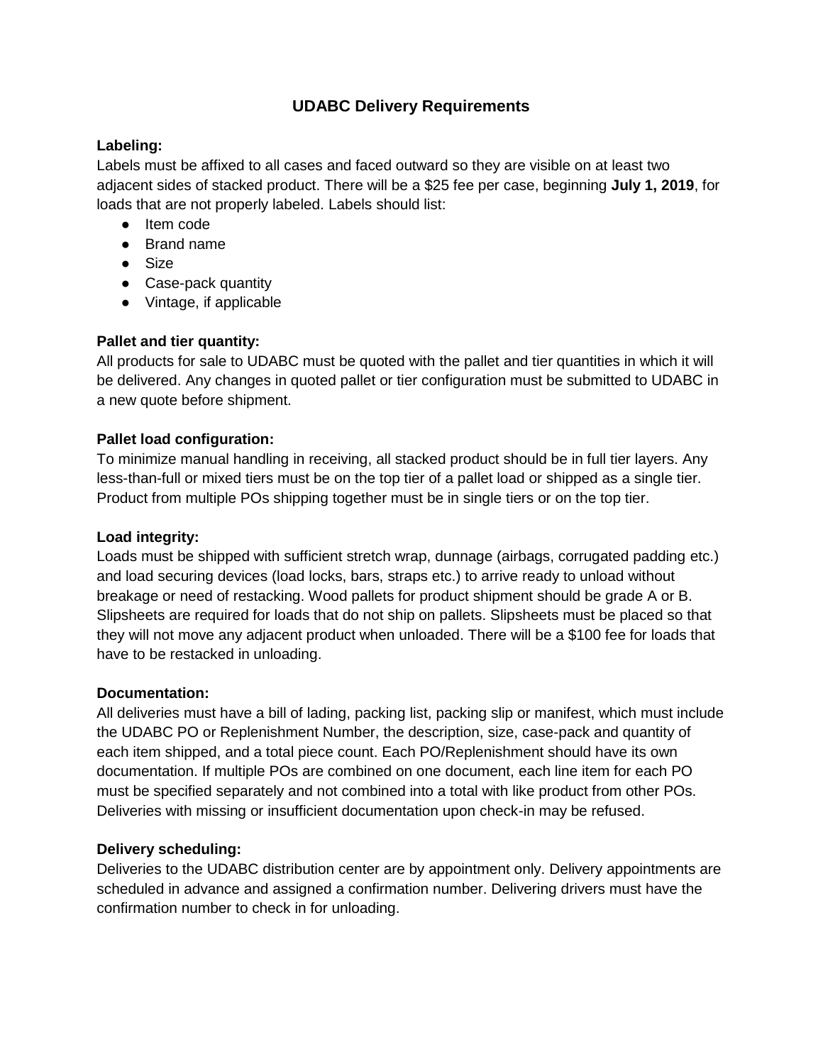# UDABC Delivery Requirements

**Labeling:**

Labels must be affixed to all cases and faced outward so they are visible on at least two adjacent sides of stacked product. There will be a $25 fee per case, beginning **July 1, 2019**, for loads that are not properly labeled. Labels should list:

- Item code
- Brand name
- Size
- Case-pack quantity
- Vintage, if applicable

**Pallet and tier quantity:**

All products for sale to UDABC must be quoted with the pallet and tier quantities in which it will be delivered. Any changes in quoted pallet or tier configuration must be submitted to UDABC in a new quote before shipment.

**Pallet load configuration:**

To minimize manual handling in receiving, all stacked product should be in full tier layers. Any less-than-full or mixed tiers must be on the top tier of a pallet load or shipped as a single tier. Product from multiple POs shipping together must be in single tiers or on the top tier.

**Load integrity:**

Loads must be shipped with sufficient stretch wrap, dunnage (airbags, corrugated padding etc.) and load securing devices (load locks, bars, straps etc.) to arrive ready to unload without breakage or need of restacking. Wood pallets for product shipment should be grade A or B. Slipsheets are required for loads that do not ship on pallets. Slipsheets must be placed so that they will not move any adjacent product when unloaded. There will be a $100 fee for loads that have to be restacked in unloading.

**Documentation:**

All deliveries must have a bill of lading, packing list, packing slip or manifest, which must include the UDABC PO or Replenishment Number, the description, size, case-pack and quantity of each item shipped, and a total piece count. Each PO/Replenishment should have its own documentation. If multiple POs are combined on one document, each line item for each PO must be specified separately and not combined into a total with like product from other POs. Deliveries with missing or insufficient documentation upon check-in may be refused.

**Delivery scheduling:**

Deliveries to the UDABC distribution center are by appointment only. Delivery appointments are scheduled in advance and assigned a confirmation number. Delivering drivers must have the confirmation number to check in for unloading.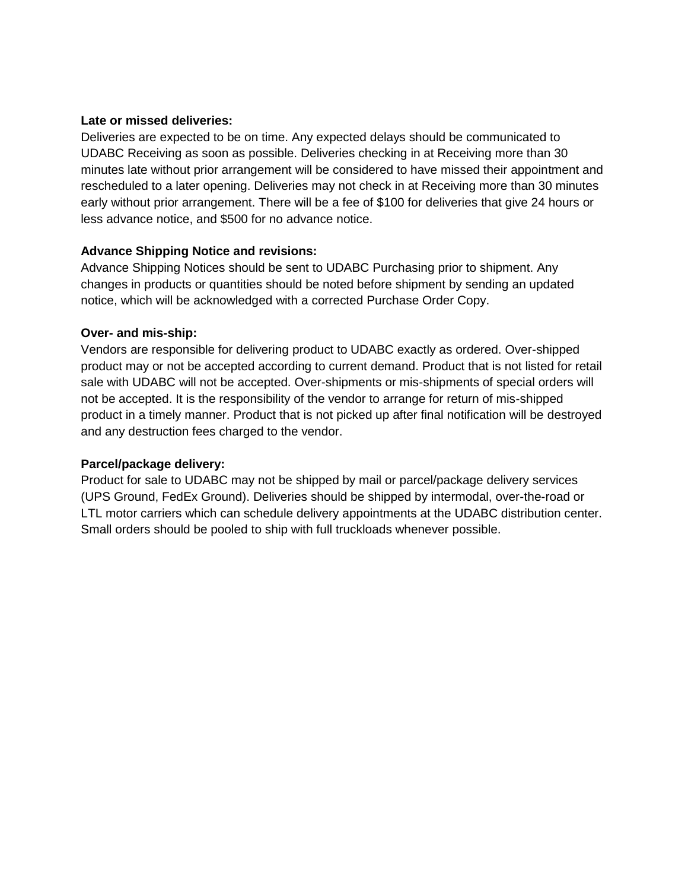**Late or missed deliveries:**
Deliveries are expected to be on time. Any expected delays should be communicated to UDABC Receiving as soon as possible. Deliveries checking in at Receiving more than 30 minutes late without prior arrangement will be considered to have missed their appointment and rescheduled to a later opening. Deliveries may not check in at Receiving more than 30 minutes early without prior arrangement. There will be a fee of $100 for deliveries that give 24 hours or less advance notice, and $500 for no advance notice.

**Advance Shipping Notice and revisions:**
Advance Shipping Notices should be sent to UDABC Purchasing prior to shipment. Any changes in products or quantities should be noted before shipment by sending an updated notice, which will be acknowledged with a corrected Purchase Order Copy.

**Over- and mis-ship:**
Vendors are responsible for delivering product to UDABC exactly as ordered. Over-shipped product may or not be accepted according to current demand. Product that is not listed for retail sale with UDABC will not be accepted. Over-shipments or mis-shipments of special orders will not be accepted. It is the responsibility of the vendor to arrange for return of mis-shipped product in a timely manner. Product that is not picked up after final notification will be destroyed and any destruction fees charged to the vendor.

**Parcel/package delivery:**
Product for sale to UDABC may not be shipped by mail or parcel/package delivery services (UPS Ground, FedEx Ground). Deliveries should be shipped by intermodal, over-the-road or LTL motor carriers which can schedule delivery appointments at the UDABC distribution center. Small orders should be pooled to ship with full truckloads whenever possible.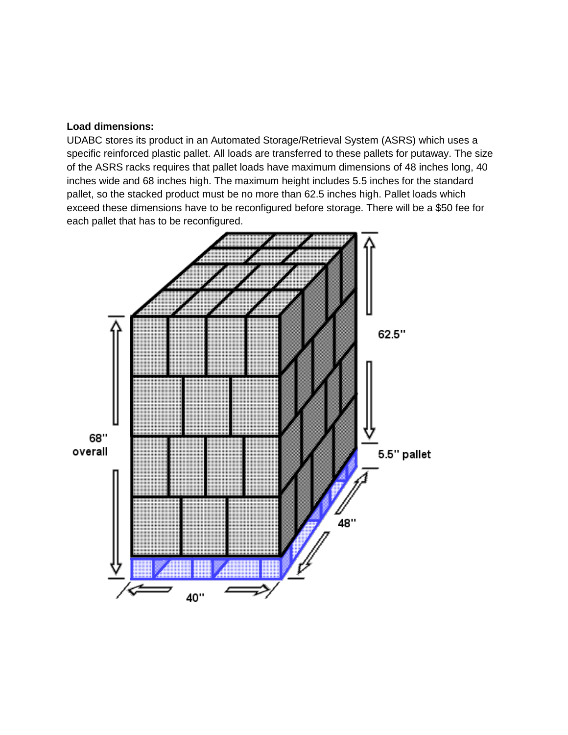**Load dimensions:**

UDABC stores its product in an Automated Storage/Retrieval System (ASRS) which uses a specific reinforced plastic pallet. All loads are transferred to these pallets for putaway. The size of the ASRS racks requires that pallet loads have maximum dimensions of 48 inches long, 40 inches wide and 68 inches high. The maximum height includes 5.5 inches for the standard pallet, so the stacked product must be no more than 62.5 inches high. Pallet loads which exceed these dimensions have to be reconfigured before storage. There will be a $50 fee for each pallet that has to be reconfigured.

62.5"

68"
overall

5.5" pallet

48"

40"